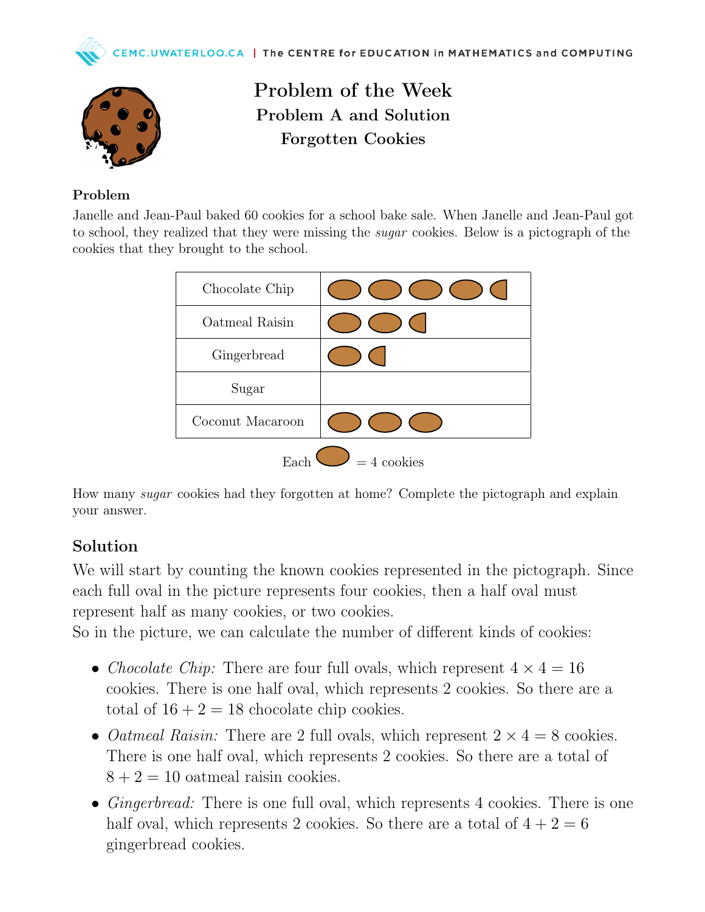# Problem of the Week

## Problem A and Solution

## Forgotten Cookies

### Problem

Janelle and Jean-Paul baked 60 cookies for a school bake sale. When Janelle and Jean-Paul got to school, they realized that they were missing the *sugar* cookies. Below is a pictograph of the cookies that they brought to the school.

| | |
|---|---|
| Chocolate Chip | 4 full ovals, 1 half oval |
| Oatmeal Raisin | 2 full ovals, 1 half oval |
| Gingerbread | 1 full oval, 1 half oval |
| Sugar | |
| Coconut Macaroon | 3 full ovals |

Each oval = 4 cookies

How many *sugar* cookies had they forgotten at home? Complete the pictograph and explain your answer.

### Solution

We will start by counting the known cookies represented in the pictograph. Since each full oval in the picture represents four cookies, then a half oval must represent half as many cookies, or two cookies.

So in the picture, we can calculate the number of different kinds of cookies:

- *Chocolate Chip:* There are four full ovals, which represent $4 \times 4 = 16$ cookies. There is one half oval, which represents 2 cookies. So there are a total of $16 + 2 = 18$ chocolate chip cookies.
- *Oatmeal Raisin:* There are 2 full ovals, which represent $2 \times 4 = 8$ cookies. There is one half oval, which represents 2 cookies. So there are a total of $8 + 2 = 10$ oatmeal raisin cookies.
- *Gingerbread:* There is one full oval, which represents 4 cookies. There is one half oval, which represents 2 cookies. So there are a total of $4 + 2 = 6$ gingerbread cookies.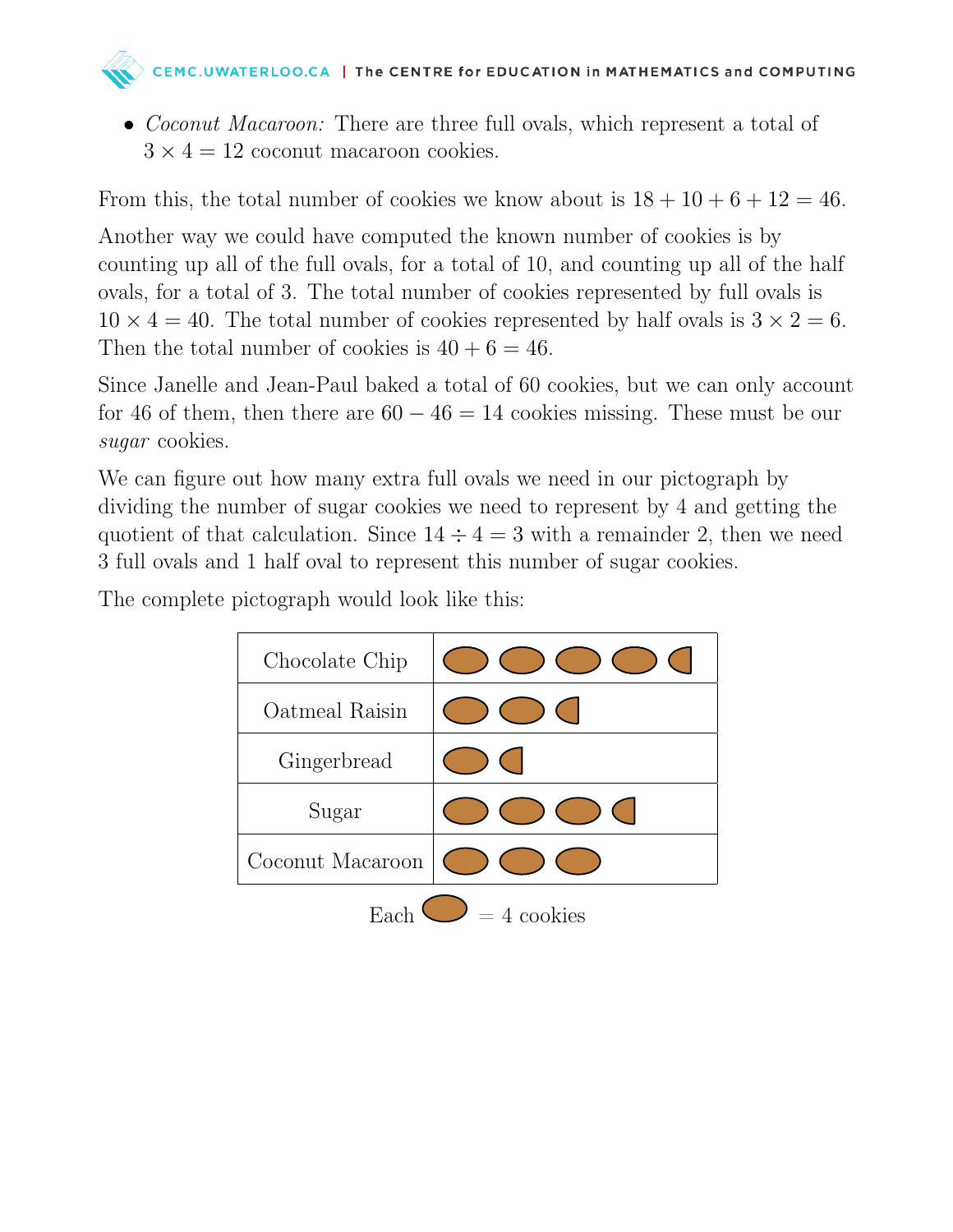- *Coconut Macaroon:* There are three full ovals, which represent a total of $3 \times 4 = 12$ coconut macaroon cookies.

From this, the total number of cookies we know about is $18 + 10 + 6 + 12 = 46$.

Another way we could have computed the known number of cookies is by counting up all of the full ovals, for a total of 10, and counting up all of the half ovals, for a total of 3. The total number of cookies represented by full ovals is $10 \times 4 = 40$. The total number of cookies represented by half ovals is $3 \times 2 = 6$. Then the total number of cookies is $40 + 6 = 46$.

Since Janelle and Jean-Paul baked a total of 60 cookies, but we can only account for 46 of them, then there are $60 - 46 = 14$ cookies missing. These must be our *sugar* cookies.

We can figure out how many extra full ovals we need in our pictograph by dividing the number of sugar cookies we need to represent by 4 and getting the quotient of that calculation. Since $14 \div 4 = 3$ with a remainder 2, then we need 3 full ovals and 1 half oval to represent this number of sugar cookies.

The complete pictograph would look like this:

| Cookie Type | Ovals |
|---|---|
| Chocolate Chip | 4 full ovals, 1 half oval |
| Oatmeal Raisin | 2 full ovals, 1 half oval |
| Gingerbread | 1 full oval, 1 half oval |
| Sugar | 3 full ovals, 1 half oval |
| Coconut Macaroon | 3 full ovals |

Each oval = 4 cookies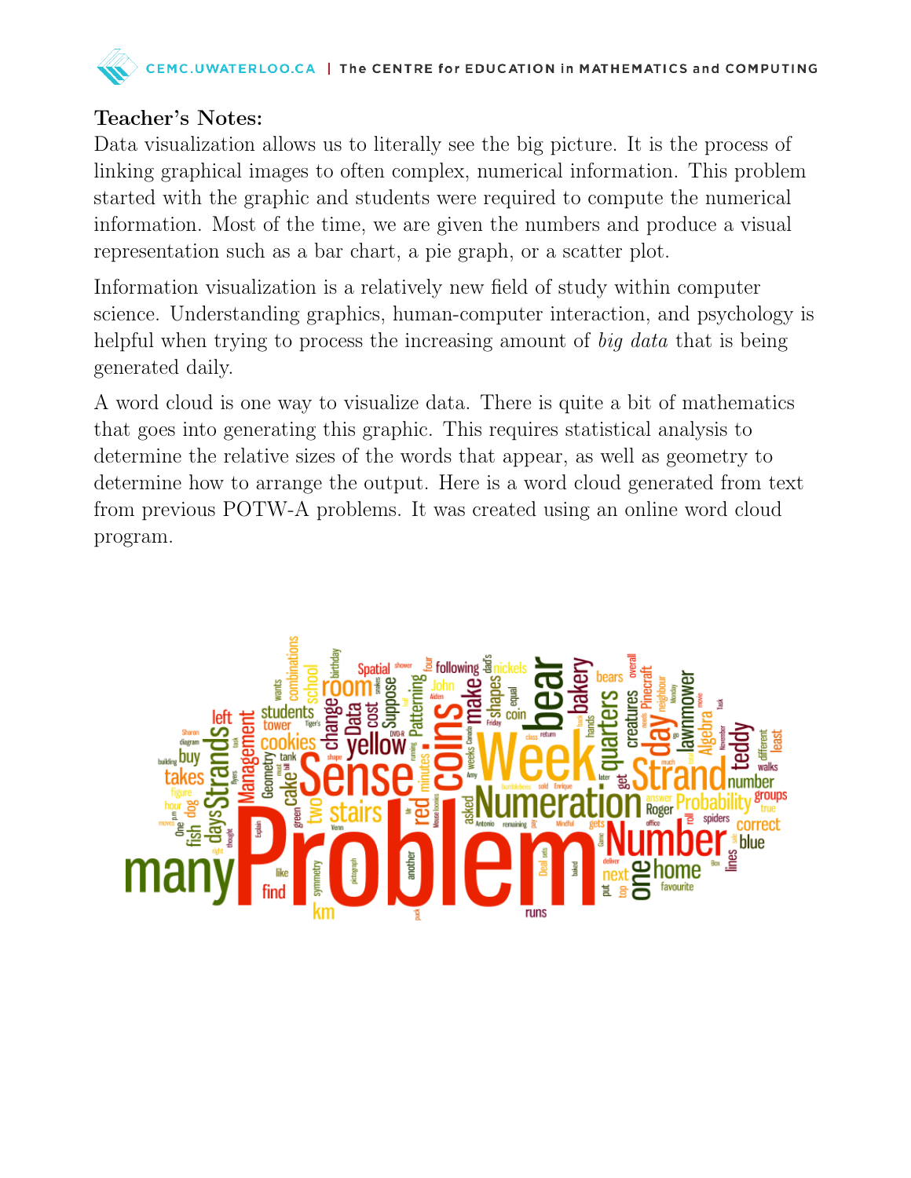**Teacher's Notes:**

Data visualization allows us to literally see the big picture. It is the process of linking graphical images to often complex, numerical information. This problem started with the graphic and students were required to compute the numerical information. Most of the time, we are given the numbers and produce a visual representation such as a bar chart, a pie graph, or a scatter plot.

Information visualization is a relatively new field of study within computer science. Understanding graphics, human-computer interaction, and psychology is helpful when trying to process the increasing amount of *big data* that is being generated daily.

A word cloud is one way to visualize data. There is quite a bit of mathematics that goes into generating this graphic. This requires statistical analysis to determine the relative sizes of the words that appear, as well as geometry to determine how to arrange the output. Here is a word cloud generated from text from previous POTW-A problems. It was created using an online word cloud program.